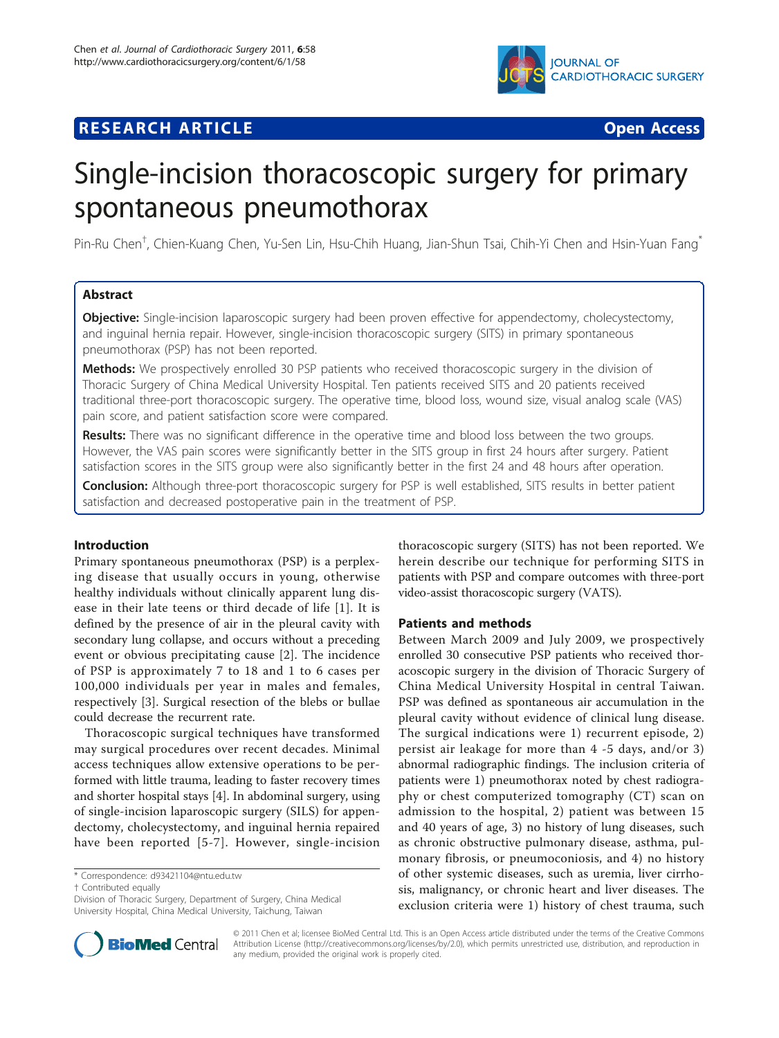# RESEARCH ARTICLE

Open Access

# Single-incision thoracoscopic surgery for primary spontaneous pneumothorax

Pin-Ru Chen[†], Chien-Kuang Chen, Yu-Sen Lin, Hsu-Chih Huang, Jian-Shun Tsai, Chih-Yi Chen and Hsin-Yuan Fang[*]

## Abstract

**Objective:** Single-incision laparoscopic surgery had been proven effective for appendectomy, cholecystectomy, and inguinal hernia repair. However, single-incision thoracoscopic surgery (SITS) in primary spontaneous pneumothorax (PSP) has not been reported.

**Methods:** We prospectively enrolled 30 PSP patients who received thoracoscopic surgery in the division of Thoracic Surgery of China Medical University Hospital. Ten patients received SITS and 20 patients received traditional three-port thoracoscopic surgery. The operative time, blood loss, wound size, visual analog scale (VAS) pain score, and patient satisfaction score were compared.

**Results:** There was no significant difference in the operative time and blood loss between the two groups. However, the VAS pain scores were significantly better in the SITS group in first 24 hours after surgery. Patient satisfaction scores in the SITS group were also significantly better in the first 24 and 48 hours after operation.

**Conclusion:** Although three-port thoracoscopic surgery for PSP is well established, SITS results in better patient satisfaction and decreased postoperative pain in the treatment of PSP.

## Introduction

Primary spontaneous pneumothorax (PSP) is a perplexing disease that usually occurs in young, otherwise healthy individuals without clinically apparent lung disease in their late teens or third decade of life [1]. It is defined by the presence of air in the pleural cavity with secondary lung collapse, and occurs without a preceding event or obvious precipitating cause [2]. The incidence of PSP is approximately 7 to 18 and 1 to 6 cases per 100,000 individuals per year in males and females, respectively [3]. Surgical resection of the blebs or bullae could decrease the recurrent rate.

Thoracoscopic surgical techniques have transformed may surgical procedures over recent decades. Minimal access techniques allow extensive operations to be performed with little trauma, leading to faster recovery times and shorter hospital stays [4]. In abdominal surgery, using of single-incision laparoscopic surgery (SILS) for appendectomy, cholecystectomy, and inguinal hernia repaired have been reported [5-7]. However, single-incision thoracoscopic surgery (SITS) has not been reported. We herein describe our technique for performing SITS in patients with PSP and compare outcomes with three-port video-assist thoracoscopic surgery (VATS).

## Patients and methods

Between March 2009 and July 2009, we prospectively enrolled 30 consecutive PSP patients who received thoracoscopic surgery in the division of Thoracic Surgery of China Medical University Hospital in central Taiwan. PSP was defined as spontaneous air accumulation in the pleural cavity without evidence of clinical lung disease. The surgical indications were 1) recurrent episode, 2) persist air leakage for more than 4 -5 days, and/or 3) abnormal radiographic findings. The inclusion criteria of patients were 1) pneumothorax noted by chest radiography or chest computerized tomography (CT) scan on admission to the hospital, 2) patient was between 15 and 40 years of age, 3) no history of lung diseases, such as chronic obstructive pulmonary disease, asthma, pulmonary fibrosis, or pneumoconiosis, and 4) no history of other systemic diseases, such as uremia, liver cirrhosis, malignancy, or chronic heart and liver diseases. The exclusion criteria were 1) history of chest trauma, such

\* Correspondence: d93421104@ntu.edu.tw
† Contributed equally
Division of Thoracic Surgery, Department of Surgery, China Medical University Hospital, China Medical University, Taichung, Taiwan

© 2011 Chen et al; licensee BioMed Central Ltd. This is an Open Access article distributed under the terms of the Creative Commons Attribution License (http://creativecommons.org/licenses/by/2.0), which permits unrestricted use, distribution, and reproduction in any medium, provided the original work is properly cited.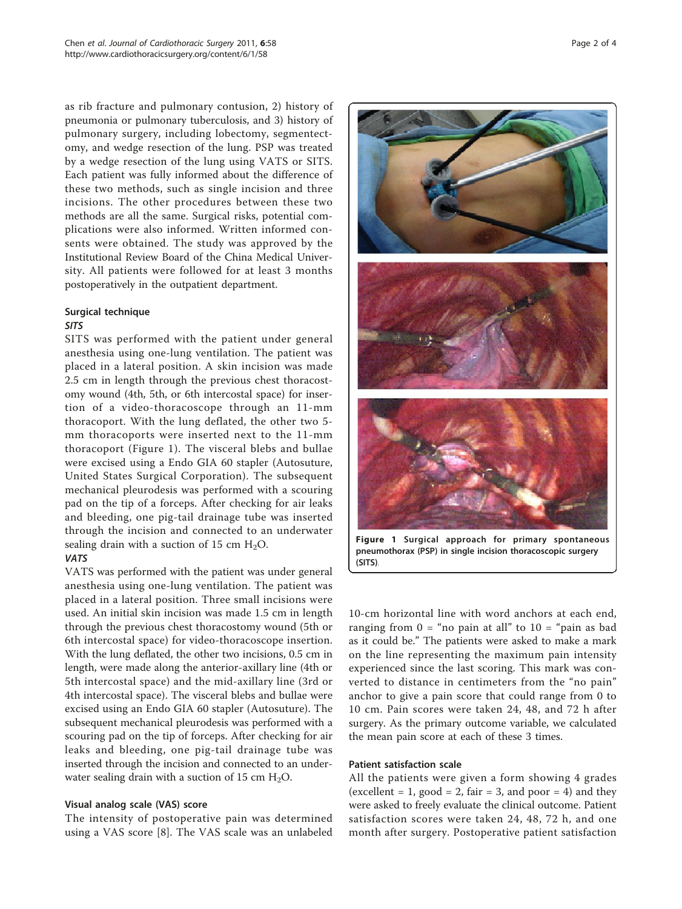as rib fracture and pulmonary contusion, 2) history of pneumonia or pulmonary tuberculosis, and 3) history of pulmonary surgery, including lobectomy, segmentectomy, and wedge resection of the lung. PSP was treated by a wedge resection of the lung using VATS or SITS. Each patient was fully informed about the difference of these two methods, such as single incision and three incisions. The other procedures between these two methods are all the same. Surgical risks, potential complications were also informed. Written informed consents were obtained. The study was approved by the Institutional Review Board of the China Medical University. All patients were followed for at least 3 months postoperatively in the outpatient department.

### Surgical technique

#### *SITS*

SITS was performed with the patient under general anesthesia using one-lung ventilation. The patient was placed in a lateral position. A skin incision was made 2.5 cm in length through the previous chest thoracostomy wound (4th, 5th, or 6th intercostal space) for insertion of a video-thoracoscope through an 11-mm thoracoport. With the lung deflated, the other two 5-mm thoracoports were inserted next to the 11-mm thoracoport (Figure 1). The visceral blebs and bullae were excised using a Endo GIA 60 stapler (Autosuture, United States Surgical Corporation). The subsequent mechanical pleurodesis was performed with a scouring pad on the tip of a forceps. After checking for air leaks and bleeding, one pig-tail drainage tube was inserted through the incision and connected to an underwater sealing drain with a suction of 15 cm $H_2O$.

#### *VATS*

VATS was performed with the patient was under general anesthesia using one-lung ventilation. The patient was placed in a lateral position. Three small incisions were used. An initial skin incision was made 1.5 cm in length through the previous chest thoracostomy wound (5th or 6th intercostal space) for video-thoracoscope insertion. With the lung deflated, the other two incisions, 0.5 cm in length, were made along the anterior-axillary line (4th or 5th intercostal space) and the mid-axillary line (3rd or 4th intercostal space). The visceral blebs and bullae were excised using an Endo GIA 60 stapler (Autosuture). The subsequent mechanical pleurodesis was performed with a scouring pad on the tip of forceps. After checking for air leaks and bleeding, one pig-tail drainage tube was inserted through the incision and connected to an underwater sealing drain with a suction of 15 cm $H_2O$.

**Figure 1 Surgical approach for primary spontaneous pneumothorax (PSP) in single incision thoracoscopic surgery (SITS)**.

### Visual analog scale (VAS) score

The intensity of postoperative pain was determined using a VAS score [8]. The VAS scale was an unlabeled 10-cm horizontal line with word anchors at each end, ranging from 0 = "no pain at all" to 10 = "pain as bad as it could be." The patients were asked to make a mark on the line representing the maximum pain intensity experienced since the last scoring. This mark was converted to distance in centimeters from the "no pain" anchor to give a pain score that could range from 0 to 10 cm. Pain scores were taken 24, 48, and 72 h after surgery. As the primary outcome variable, we calculated the mean pain score at each of these 3 times.

### Patient satisfaction scale

All the patients were given a form showing 4 grades (excellent = 1, good = 2, fair = 3, and poor = 4) and they were asked to freely evaluate the clinical outcome. Patient satisfaction scores were taken 24, 48, 72 h, and one month after surgery. Postoperative patient satisfaction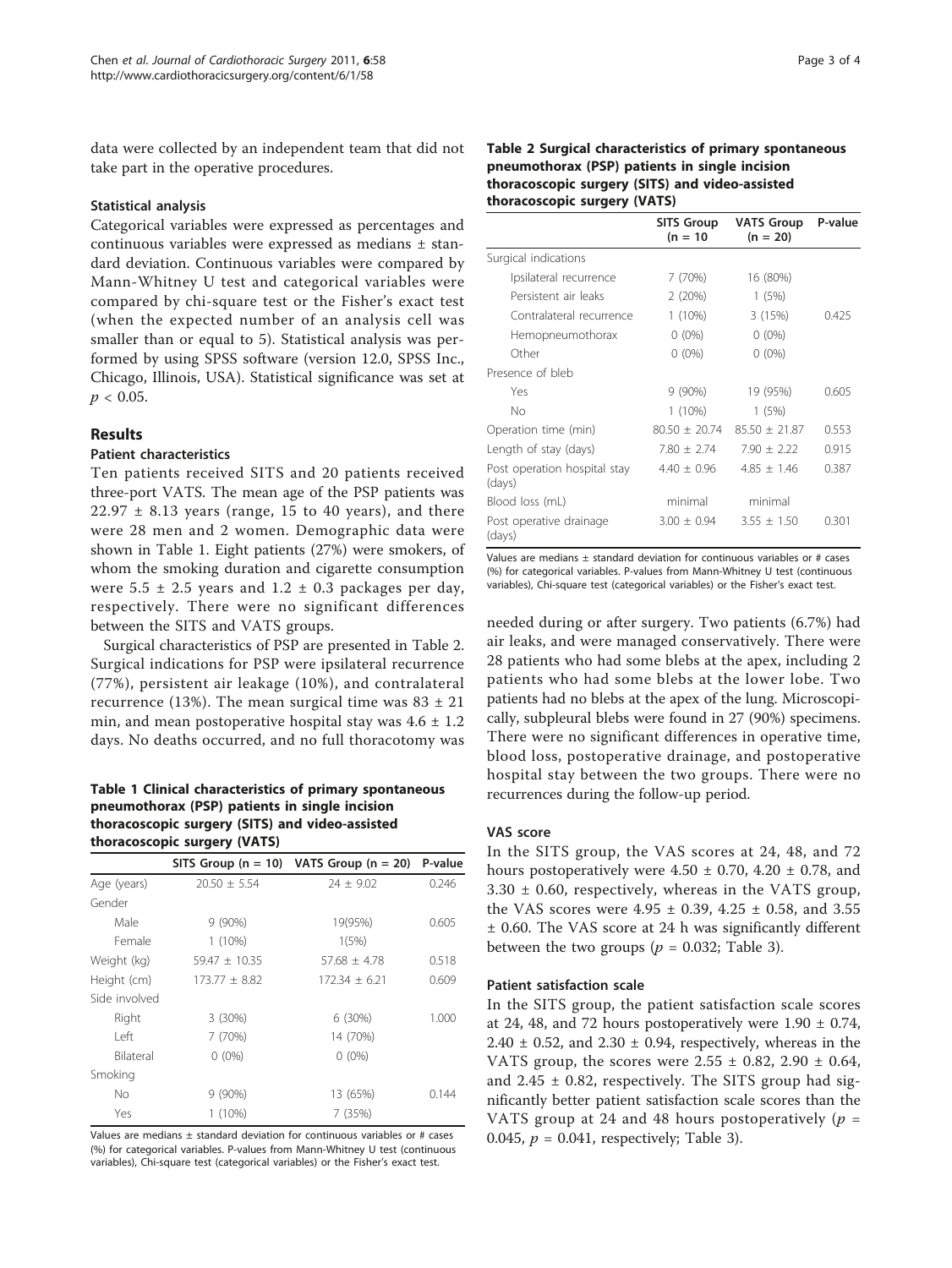data were collected by an independent team that did not take part in the operative procedures.

### Statistical analysis

Categorical variables were expressed as percentages and continuous variables were expressed as medians ± standard deviation. Continuous variables were compared by Mann-Whitney U test and categorical variables were compared by chi-square test or the Fisher's exact test (when the expected number of an analysis cell was smaller than or equal to 5). Statistical analysis was performed by using SPSS software (version 12.0, SPSS Inc., Chicago, Illinois, USA). Statistical significance was set at $p < 0.05$.

## Results

### Patient characteristics

Ten patients received SITS and 20 patients received three-port VATS. The mean age of the PSP patients was $22.97 \pm 8.13$ years (range, 15 to 40 years), and there were 28 men and 2 women. Demographic data were shown in Table 1. Eight patients (27%) were smokers, of whom the smoking duration and cigarette consumption were $5.5 \pm 2.5$ years and $1.2 \pm 0.3$ packages per day, respectively. There were no significant differences between the SITS and VATS groups.

Surgical characteristics of PSP are presented in Table 2. Surgical indications for PSP were ipsilateral recurrence (77%), persistent air leakage (10%), and contralateral recurrence (13%). The mean surgical time was $83 \pm 21$ min, and mean postoperative hospital stay was $4.6 \pm 1.2$ days. No deaths occurred, and no full thoracotomy was needed during or after surgery. Two patients (6.7%) had air leaks, and were managed conservatively. There were 28 patients who had some blebs at the apex, including 2 patients who had some blebs at the lower lobe. Two patients had no blebs at the apex of the lung. Microscopically, subpleural blebs were found in 27 (90%) specimens. There were no significant differences in operative time, blood loss, postoperative drainage, and postoperative hospital stay between the two groups. There were no recurrences during the follow-up period.

**Table 1 Clinical characteristics of primary spontaneous pneumothorax (PSP) patients in single incision thoracoscopic surgery (SITS) and video-assisted thoracoscopic surgery (VATS)**

| | SITS Group (n = 10) | VATS Group (n = 20) | P-value |
|---|---|---|---|
| Age (years) | 20.50 ± 5.54 | 24 ± 9.02 | 0.246 |
| Gender | | | |
| Male | 9 (90%) | 19(95%) | 0.605 |
| Female | 1 (10%) | 1(5%) | |
| Weight (kg) | 59.47 ± 10.35 | 57.68 ± 4.78 | 0.518 |
| Height (cm) | 173.77 ± 8.82 | 172.34 ± 6.21 | 0.609 |
| Side involved | | | |
| Right | 3 (30%) | 6 (30%) | 1.000 |
| Left | 7 (70%) | 14 (70%) | |
| Bilateral | 0 (0%) | 0 (0%) | |
| Smoking | | | |
| No | 9 (90%) | 13 (65%) | 0.144 |
| Yes | 1 (10%) | 7 (35%) | |

Values are medians ± standard deviation for continuous variables or # cases (%) for categorical variables. P-values from Mann-Whitney U test (continuous variables), Chi-square test (categorical variables) or the Fisher's exact test.

**Table 2 Surgical characteristics of primary spontaneous pneumothorax (PSP) patients in single incision thoracoscopic surgery (SITS) and video-assisted thoracoscopic surgery (VATS)**

| | SITS Group (n = 10) | VATS Group (n = 20) | P-value |
|---|---|---|---|
| Surgical indications | | | |
| Ipsilateral recurrence | 7 (70%) | 16 (80%) | |
| Persistent air leaks | 2 (20%) | 1 (5%) | |
| Contralateral recurrence | 1 (10%) | 3 (15%) | 0.425 |
| Hemopneumothorax | 0 (0%) | 0 (0%) | |
| Other | 0 (0%) | 0 (0%) | |
| Presence of bleb | | | |
| Yes | 9 (90%) | 19 (95%) | 0.605 |
| No | 1 (10%) | 1 (5%) | |
| Operation time (min) | 80.50 ± 20.74 | 85.50 ± 21.87 | 0.553 |
| Length of stay (days) | 7.80 ± 2.74 | 7.90 ± 2.22 | 0.915 |
| Post operation hospital stay (days) | 4.40 ± 0.96 | 4.85 ± 1.46 | 0.387 |
| Blood loss (mL) | minimal | minimal | |
| Post operative drainage (days) | 3.00 ± 0.94 | 3.55 ± 1.50 | 0.301 |

Values are medians ± standard deviation for continuous variables or # cases (%) for categorical variables. P-values from Mann-Whitney U test (continuous variables), Chi-square test (categorical variables) or the Fisher's exact test.

### VAS score

In the SITS group, the VAS scores at 24, 48, and 72 hours postoperatively were $4.50 \pm 0.70$, $4.20 \pm 0.78$, and $3.30 \pm 0.60$, respectively, whereas in the VATS group, the VAS scores were $4.95 \pm 0.39$, $4.25 \pm 0.58$, and $3.55 \pm 0.60$. The VAS score at 24 h was significantly different between the two groups ($p = 0.032$; Table 3).

### Patient satisfaction scale

In the SITS group, the patient satisfaction scale scores at 24, 48, and 72 hours postoperatively were $1.90 \pm 0.74$, $2.40 \pm 0.52$, and $2.30 \pm 0.94$, respectively, whereas in the VATS group, the scores were $2.55 \pm 0.82$, $2.90 \pm 0.64$, and $2.45 \pm 0.82$, respectively. The SITS group had significantly better patient satisfaction scale scores than the VATS group at 24 and 48 hours postoperatively ($p = 0.045$, $p = 0.041$, respectively; Table 3).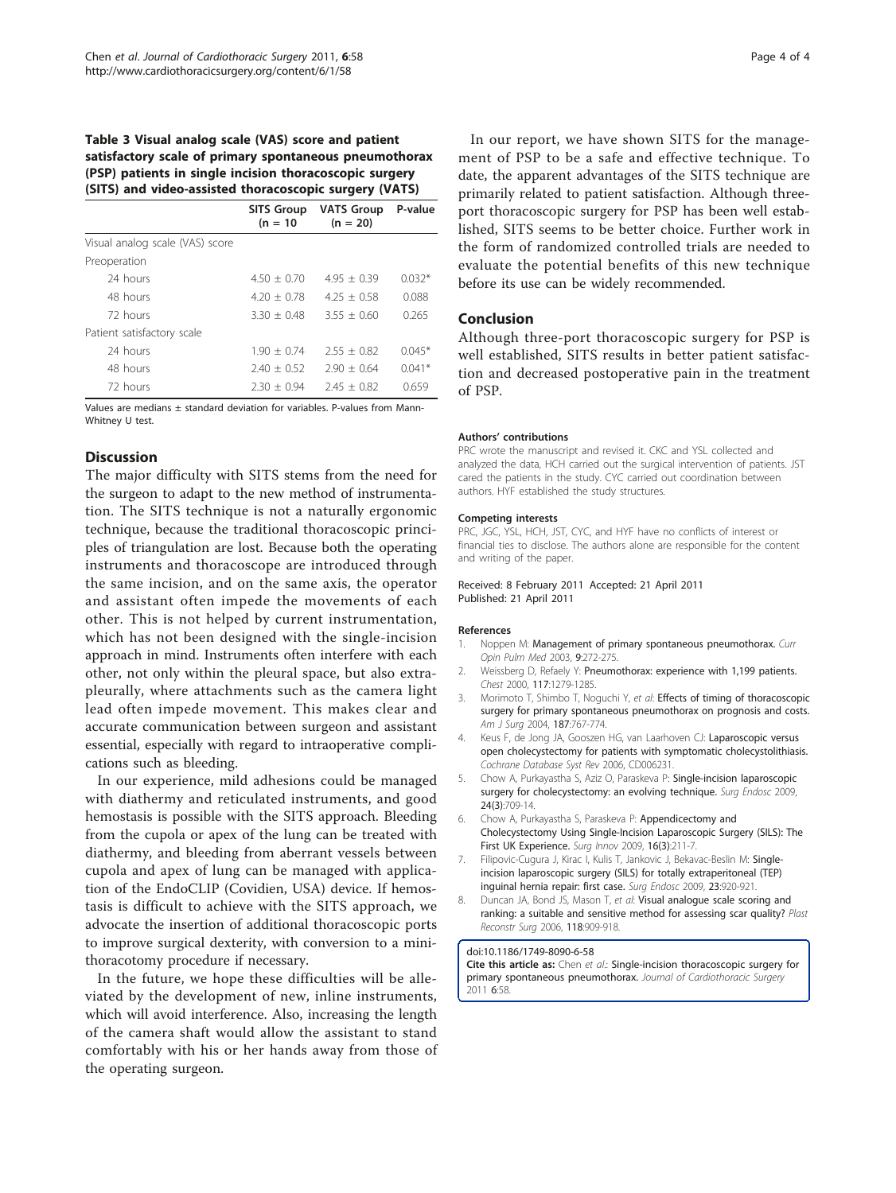**Table 3 Visual analog scale (VAS) score and patient satisfactory scale of primary spontaneous pneumothorax (PSP) patients in single incision thoracoscopic surgery (SITS) and video-assisted thoracoscopic surgery (VATS)**

| | SITS Group (n = 10) | VATS Group (n = 20) | P-value |
|---|---|---|---|
| Visual analog scale (VAS) score | | | |
| Preoperation | | | |
| 24 hours | 4.50 ± 0.70 | 4.95 ± 0.39 | 0.032* |
| 48 hours | 4.20 ± 0.78 | 4.25 ± 0.58 | 0.088 |
| 72 hours | 3.30 ± 0.48 | 3.55 ± 0.60 | 0.265 |
| Patient satisfactory scale | | | |
| 24 hours | 1.90 ± 0.74 | 2.55 ± 0.82 | 0.045* |
| 48 hours | 2.40 ± 0.52 | 2.90 ± 0.64 | 0.041* |
| 72 hours | 2.30 ± 0.94 | 2.45 ± 0.82 | 0.659 |

Values are medians ± standard deviation for variables. P-values from Mann-Whitney U test.

## Discussion

The major difficulty with SITS stems from the need for the surgeon to adapt to the new method of instrumentation. The SITS technique is not a naturally ergonomic technique, because the traditional thoracoscopic principles of triangulation are lost. Because both the operating instruments and thoracoscope are introduced through the same incision, and on the same axis, the operator and assistant often impede the movements of each other. This is not helped by current instrumentation, which has not been designed with the single-incision approach in mind. Instruments often interfere with each other, not only within the pleural space, but also extrapleurally, where attachments such as the camera light lead often impede movement. This makes clear and accurate communication between surgeon and assistant essential, especially with regard to intraoperative complications such as bleeding.

In our experience, mild adhesions could be managed with diathermy and reticulated instruments, and good hemostasis is possible with the SITS approach. Bleeding from the cupola or apex of the lung can be treated with diathermy, and bleeding from aberrant vessels between cupola and apex of lung can be managed with application of the EndoCLIP (Covidien, USA) device. If hemostasis is difficult to achieve with the SITS approach, we advocate the insertion of additional thoracoscopic ports to improve surgical dexterity, with conversion to a mini-thoracotomy procedure if necessary.

In the future, we hope these difficulties will be alleviated by the development of new, inline instruments, which will avoid interference. Also, increasing the length of the camera shaft would allow the assistant to stand comfortably with his or her hands away from those of the operating surgeon.

In our report, we have shown SITS for the management of PSP to be a safe and effective technique. To date, the apparent advantages of the SITS technique are primarily related to patient satisfaction. Although three-port thoracoscopic surgery for PSP has been well established, SITS seems to be better choice. Further work in the form of randomized controlled trials are needed to evaluate the potential benefits of this new technique before its use can be widely recommended.

## Conclusion

Although three-port thoracoscopic surgery for PSP is well established, SITS results in better patient satisfaction and decreased postoperative pain in the treatment of PSP.

#### Authors' contributions

PRC wrote the manuscript and revised it. CKC and YSL collected and analyzed the data, HCH carried out the surgical intervention of patients. JST cared the patients in the study. CYC carried out coordination between authors. HYF established the study structures.

#### Competing interests

PRC, JGC, YSL, HCH, JST, CYC, and HYF have no conflicts of interest or financial ties to disclose. The authors alone are responsible for the content and writing of the paper.

Received: 8 February 2011 Accepted: 21 April 2011
Published: 21 April 2011

#### References

1. Noppen M: **Management of primary spontaneous pneumothorax.** *Curr Opin Pulm Med* 2003, **9**:272-275.
2. Weissberg D, Refaely Y: **Pneumothorax: experience with 1,199 patients.** *Chest* 2000, **117**:1279-1285.
3. Morimoto T, Shimbo T, Noguchi Y, *et al*: **Effects of timing of thoracoscopic surgery for primary spontaneous pneumothorax on prognosis and costs.** *Am J Surg* 2004, **187**:767-774.
4. Keus F, de Jong JA, Gooszen HG, van Laarhoven CJ: **Laparoscopic versus open cholecystectomy for patients with symptomatic cholecystolithiasis.** *Cochrane Database Syst Rev* 2006, CD006231.
5. Chow A, Purkayastha S, Aziz O, Paraskeva P: **Single-incision laparoscopic surgery for cholecystectomy: an evolving technique.** *Surg Endosc* 2009, **24(3)**:709-14.
6. Chow A, Purkayastha S, Paraskeva P: **Appendicectomy and Cholecystectomy Using Single-Incision Laparoscopic Surgery (SILS): The First UK Experience.** *Surg Innov* 2009, **16(3)**:211-7.
7. Filipovic-Cugura J, Kirac I, Kulis T, Jankovic J, Bekavac-Beslin M: **Single-incision laparoscopic surgery (SILS) for totally extraperitoneal (TEP) inguinal hernia repair: first case.** *Surg Endosc* 2009, **23**:920-921.
8. Duncan JA, Bond JS, Mason T, *et al*: **Visual analogue scale scoring and ranking: a suitable and sensitive method for assessing scar quality?** *Plast Reconstr Surg* 2006, **118**:909-918.

doi:10.1186/1749-8090-6-58

**Cite this article as:** Chen *et al.*: Single-incision thoracoscopic surgery for primary spontaneous pneumothorax. *Journal of Cardiothoracic Surgery* 2011 **6**:58.